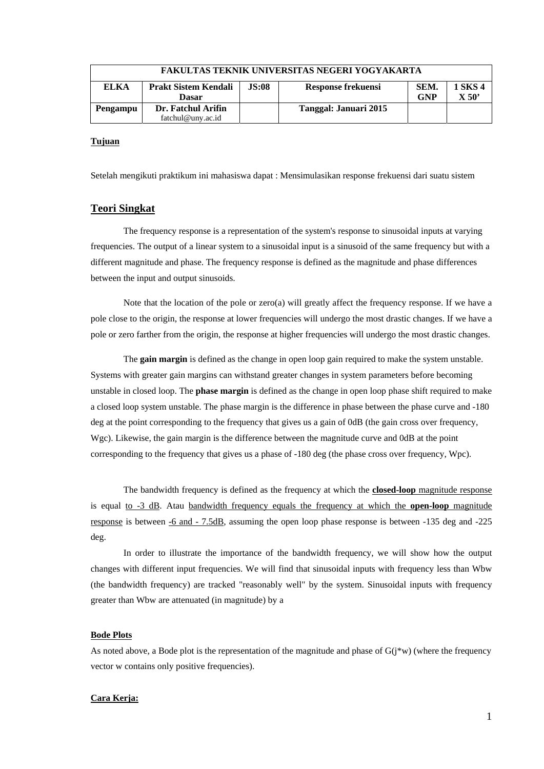| FAKULTAS TEKNIK UNIVERSITAS NEGERI YOGYAKARTA | | | | | |
|---|---|---|---|---|---|
| **ELKA** | **Prakt Sistem Kendali Dasar** | **JS:08** | **Response frekuensi** | **SEM. GNP** | **1 SKS 4 X 50'** |
| **Pengampu** | **Dr. Fatchul Arifin** fatchul@uny.ac.id | | **Tanggal: Januari 2015** | | |

**Tujuan**

Setelah mengikuti praktikum ini mahasiswa dapat : Mensimulasikan response frekuensi dari suatu sistem

## Teori Singkat

The frequency response is a representation of the system's response to sinusoidal inputs at varying frequencies. The output of a linear system to a sinusoidal input is a sinusoid of the same frequency but with a different magnitude and phase. The frequency response is defined as the magnitude and phase differences between the input and output sinusoids.

Note that the location of the pole or zero(a) will greatly affect the frequency response. If we have a pole close to the origin, the response at lower frequencies will undergo the most drastic changes. If we have a pole or zero farther from the origin, the response at higher frequencies will undergo the most drastic changes.

The **gain margin** is defined as the change in open loop gain required to make the system unstable. Systems with greater gain margins can withstand greater changes in system parameters before becoming unstable in closed loop. The **phase margin** is defined as the change in open loop phase shift required to make a closed loop system unstable. The phase margin is the difference in phase between the phase curve and -180 deg at the point corresponding to the frequency that gives us a gain of 0dB (the gain cross over frequency, Wgc). Likewise, the gain margin is the difference between the magnitude curve and 0dB at the point corresponding to the frequency that gives us a phase of -180 deg (the phase cross over frequency, Wpc).

The bandwidth frequency is defined as the frequency at which the **closed-loop** magnitude response is equal to -3 dB. Atau bandwidth frequency equals the frequency at which the **open-loop** magnitude response is between -6 and - 7.5dB, assuming the open loop phase response is between -135 deg and -225 deg.

In order to illustrate the importance of the bandwidth frequency, we will show how the output changes with different input frequencies. We will find that sinusoidal inputs with frequency less than Wbw (the bandwidth frequency) are tracked "reasonably well" by the system. Sinusoidal inputs with frequency greater than Wbw are attenuated (in magnitude) by a

**Bode Plots**

As noted above, a Bode plot is the representation of the magnitude and phase of G(j*w) (where the frequency vector w contains only positive frequencies).

**Cara Kerja:**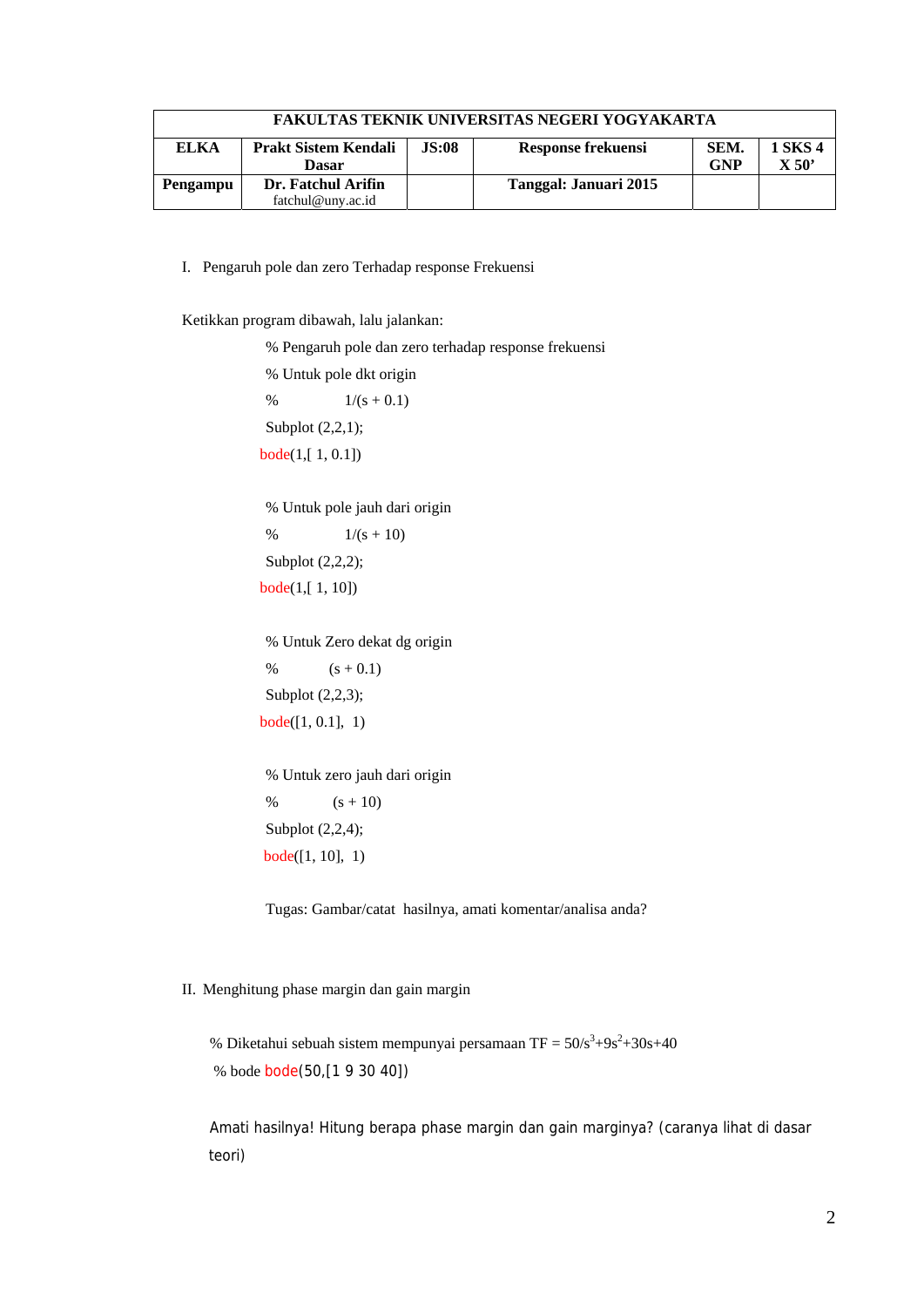| FAKULTAS TEKNIK UNIVERSITAS NEGERI YOGYAKARTA | | | | | |
|---|---|---|---|---|---|
| **ELKA** | **Prakt Sistem Kendali Dasar** | **JS:08** | **Response frekuensi** | **SEM. GNP** | **1 SKS 4 X 50'** |
| **Pengampu** | **Dr. Fatchul Arifin** fatchul@uny.ac.id | | **Tanggal: Januari 2015** | | |

I. Pengaruh pole dan zero Terhadap response Frekuensi

Ketikkan program dibawah, lalu jalankan:

```
% Pengaruh pole dan zero terhadap response frekuensi
% Untuk pole dkt origin
%           1/(s + 0.1)
Subplot (2,2,1);
bode(1,[ 1, 0.1])

% Untuk pole jauh dari origin
%           1/(s + 10)
Subplot (2,2,2);
bode(1,[ 1, 10])

% Untuk Zero dekat dg origin
%         (s + 0.1)
Subplot (2,2,3);
bode([1, 0.1],  1)

% Untuk zero jauh dari origin
%         (s + 10)
Subplot (2,2,4);
bode([1, 10],  1)
```

Tugas: Gambar/catat hasilnya, amati komentar/analisa anda?

II. Menghitung phase margin dan gain margin

% Diketahui sebuah sistem mempunyai persamaan TF = $50/s^3+9s^2+30s+40$

```
% bode bode(50,[1 9 30 40])
```

Amati hasilnya! Hitung berapa phase margin dan gain marginya? (caranya lihat di dasar teori)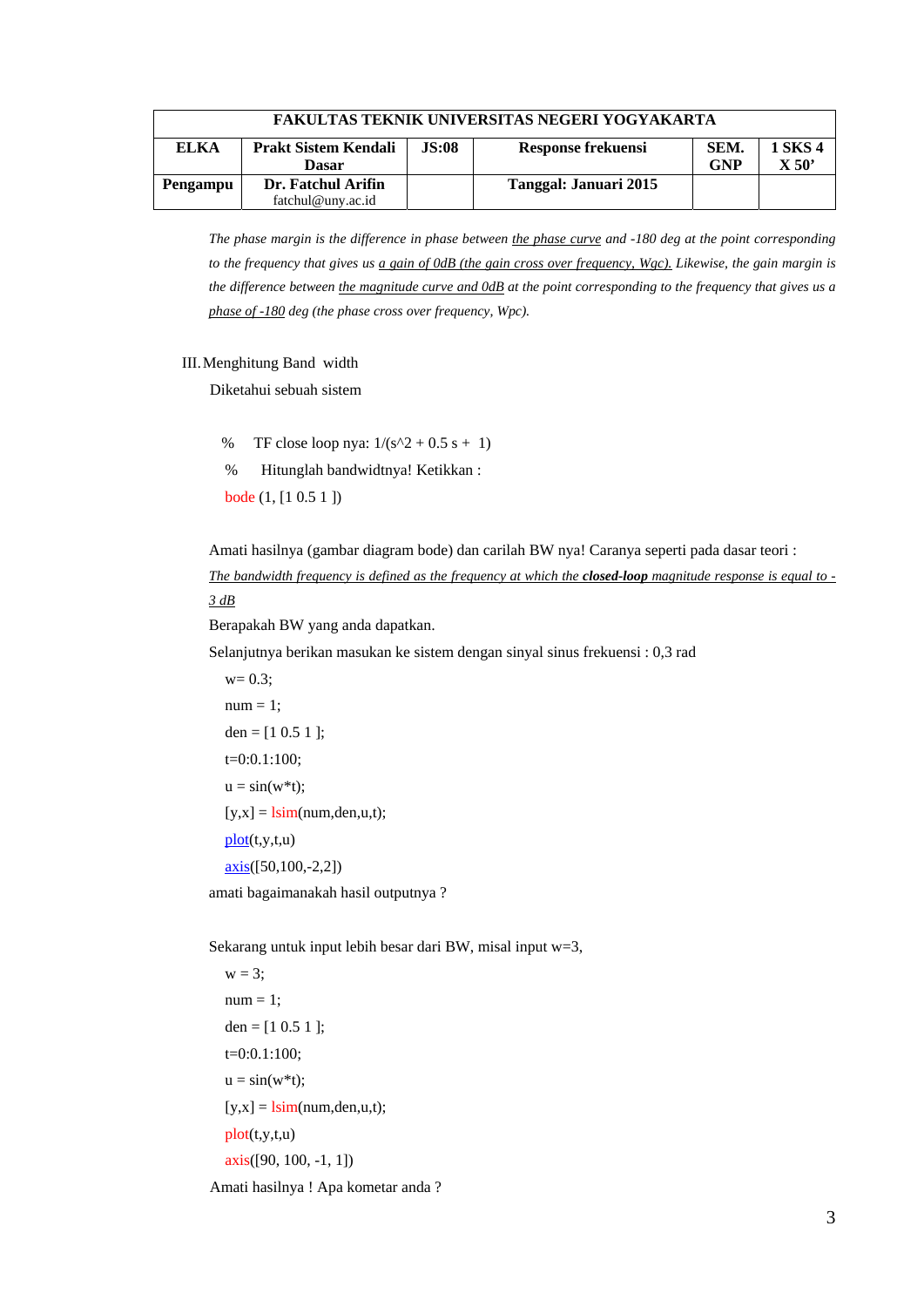| FAKULTAS TEKNIK UNIVERSITAS NEGERI YOGYAKARTA | | | | | |
|---|---|---|---|---|---|
| **ELKA** | **Prakt Sistem Kendali Dasar** | **JS:08** | **Response frekuensi** | **SEM. GNP** | **1 SKS 4 X 50'** |
| **Pengampu** | **Dr. Fatchul Arifin** fatchul@uny.ac.id | | **Tanggal: Januari 2015** | | |

*The phase margin is the difference in phase between the phase curve and -180 deg at the point corresponding to the frequency that gives us a gain of 0dB (the gain cross over frequency, Wgc). Likewise, the gain margin is the difference between the magnitude curve and 0dB at the point corresponding to the frequency that gives us a phase of -180 deg (the phase cross over frequency, Wpc).*

III. Menghitung Band width

Diketahui sebuah sistem

```
% TF close loop nya: 1/(s^2 + 0.5 s + 1)
% Hitunglah bandwidtnya! Ketikkan :
bode (1, [1 0.5 1 ])
```

Amati hasilnya (gambar diagram bode) dan carilah BW nya! Caranya seperti pada dasar teori :

*The bandwidth frequency is defined as the frequency at which the **closed-loop** magnitude response is equal to -3 dB*

Berapakah BW yang anda dapatkan.

Selanjutnya berikan masukan ke sistem dengan sinyal sinus frekuensi : 0,3 rad

```
w= 0.3;
num = 1;
den = [1 0.5 1 ];
t=0:0.1:100;
u = sin(w*t);
[y,x] = lsim(num,den,u,t);
plot(t,y,t,u)
axis([50,100,-2,2])
```

amati bagaimanakah hasil outputnya ?

Sekarang untuk input lebih besar dari BW, misal input w=3,

```
w = 3;
num = 1;
den = [1 0.5 1 ];
t=0:0.1:100;
u = sin(w*t);
[y,x] = lsim(num,den,u,t);
plot(t,y,t,u)
axis([90, 100, -1, 1])
```

Amati hasilnya ! Apa kometar anda ?